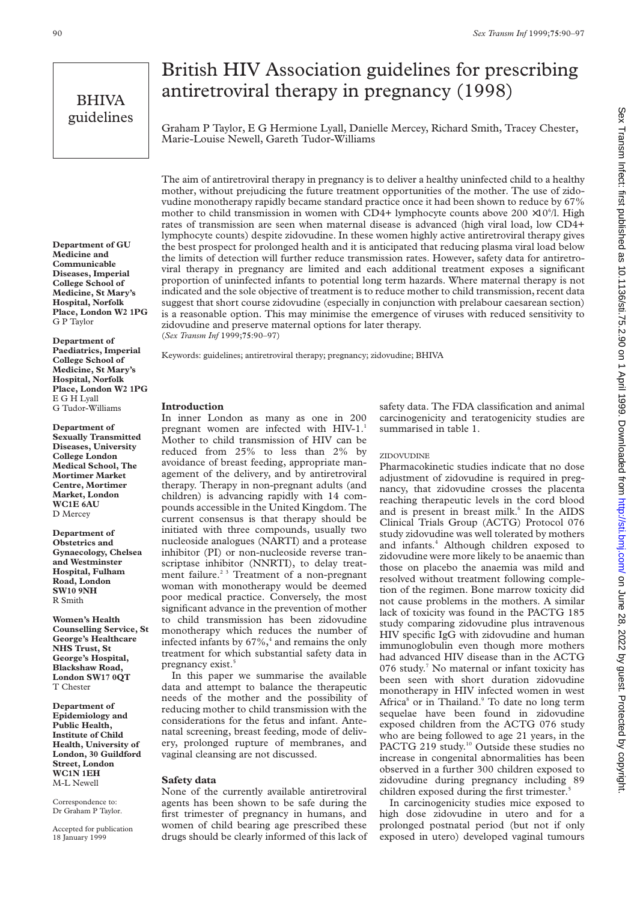BHIVA guidelines

# British HIV Association guidelines for prescribing antiretroviral therapy in pregnancy (1998)

Graham P Taylor, E G Hermione Lyall, Danielle Mercey, Richard Smith, Tracey Chester, Marie-Louise Newell, Gareth Tudor-Williams

**Department of GU Medicine and Communicable Diseases, Imperial College School of Medicine, St Mary's Hospital, Norfolk Place, London W2 1PG**
G P Taylor

**Department of Paediatrics, Imperial College School of Medicine, St Mary's Hospital, Norfolk Place, London W2 1PG**
E G H Lyall
G Tudor-Williams

**Department of Sexually Transmitted Diseases, University College London Medical School, The Mortimer Market Centre, Mortimer Market, London WC1E 6AU**
D Mercey

**Department of Obstetrics and Gynaecology, Chelsea and Westminster Hospital, Fulham Road, London SW10 9NH**
R Smith

**Women's Health Counselling Service, St George's Healthcare NHS Trust, St George's Hospital, Blackshaw Road, London SW17 0QT**
T Chester

**Department of Epidemiology and Public Health, Institute of Child Health, University of London, 30 Guildford Street, London WC1N 1EH**
M-L Newell

Correspondence to: Dr Graham P Taylor.

Accepted for publication 18 January 1999

The aim of antiretroviral therapy in pregnancy is to deliver a healthy uninfected child to a healthy mother, without prejudicing the future treatment opportunities of the mother. The use of zidovudine monotherapy rapidly became standard practice once it had been shown to reduce by 67% mother to child transmission in women with CD4+ lymphocyte counts above 200 $\times 10^6$/l. High rates of transmission are seen when maternal disease is advanced (high viral load, low CD4+ lymphocyte counts) despite zidovudine. In these women highly active antiretroviral therapy gives the best prospect for prolonged health and it is anticipated that reducing plasma viral load below the limits of detection will further reduce transmission rates. However, safety data for antiretroviral therapy in pregnancy are limited and each additional treatment exposes a significant proportion of uninfected infants to potential long term hazards. Where maternal therapy is not indicated and the sole objective of treatment is to reduce mother to child transmission, recent data suggest that short course zidovudine (especially in conjunction with prelabour caesarean section) is a reasonable option. This may minimise the emergence of viruses with reduced sensitivity to zidovudine and preserve maternal options for later therapy.
(*Sex Transm Inf* 1999;**75**:90–97)

Keywords: guidelines; antiretroviral therapy; pregnancy; zidovudine; BHIVA

## Introduction

In inner London as many as one in 200 pregnant women are infected with HIV-1.[1] Mother to child transmission of HIV can be reduced from 25% to less than 2% by avoidance of breast feeding, appropriate management of the delivery, and by antiretroviral therapy. Therapy in non-pregnant adults (and children) is advancing rapidly with 14 compounds accessible in the United Kingdom. The current consensus is that therapy should be initiated with three compounds, usually two nucleoside analogues (NARTI) and a protease inhibitor (PI) or non-nucleoside reverse transcriptase inhibitor (NNRTI), to delay treatment failure.[2 3] Treatment of a non-pregnant woman with monotherapy would be deemed poor medical practice. Conversely, the most significant advance in the prevention of mother to child transmission has been zidovudine monotherapy which reduces the number of infected infants by 67%,[4] and remains the only treatment for which substantial safety data in pregnancy exist.[5]

In this paper we summarise the available data and attempt to balance the therapeutic needs of the mother and the possibility of reducing mother to child transmission with the considerations for the fetus and infant. Antenatal screening, breast feeding, mode of delivery, prolonged rupture of membranes, and vaginal cleansing are not discussed.

## Safety data

None of the currently available antiretroviral agents has been shown to be safe during the first trimester of pregnancy in humans, and women of child bearing age prescribed these drugs should be clearly informed of this lack of safety data. The FDA classification and animal carcinogenicity and teratogenicity studies are summarised in table 1.

### ZIDOVUDINE

Pharmacokinetic studies indicate that no dose adjustment of zidovudine is required in pregnancy, that zidovudine crosses the placenta reaching therapeutic levels in the cord blood and is present in breast milk.[6] In the AIDS Clinical Trials Group (ACTG) Protocol 076 study zidovudine was well tolerated by mothers and infants.[4] Although children exposed to zidovudine were more likely to be anaemic than those on placebo the anaemia was mild and resolved without treatment following completion of the regimen. Bone marrow toxicity did not cause problems in the mothers. A similar lack of toxicity was found in the PACTG 185 study comparing zidovudine plus intravenous HIV specific IgG with zidovudine and human immunoglobulin even though more mothers had advanced HIV disease than in the ACTG 076 study.[7] No maternal or infant toxicity has been seen with short duration zidovudine monotherapy in HIV infected women in west Africa[8] or in Thailand.[9] To date no long term sequelae have been found in zidovudine exposed children from the ACTG 076 study who are being followed to age 21 years, in the PACTG 219 study.[10] Outside these studies no increase in congenital abnormalities has been observed in a further 300 children exposed to zidovudine during pregnancy including 89 children exposed during the first trimester.[5]

In carcinogenicity studies mice exposed to high dose zidovudine in utero and for a prolonged postnatal period (but not if only exposed in utero) developed vaginal tumours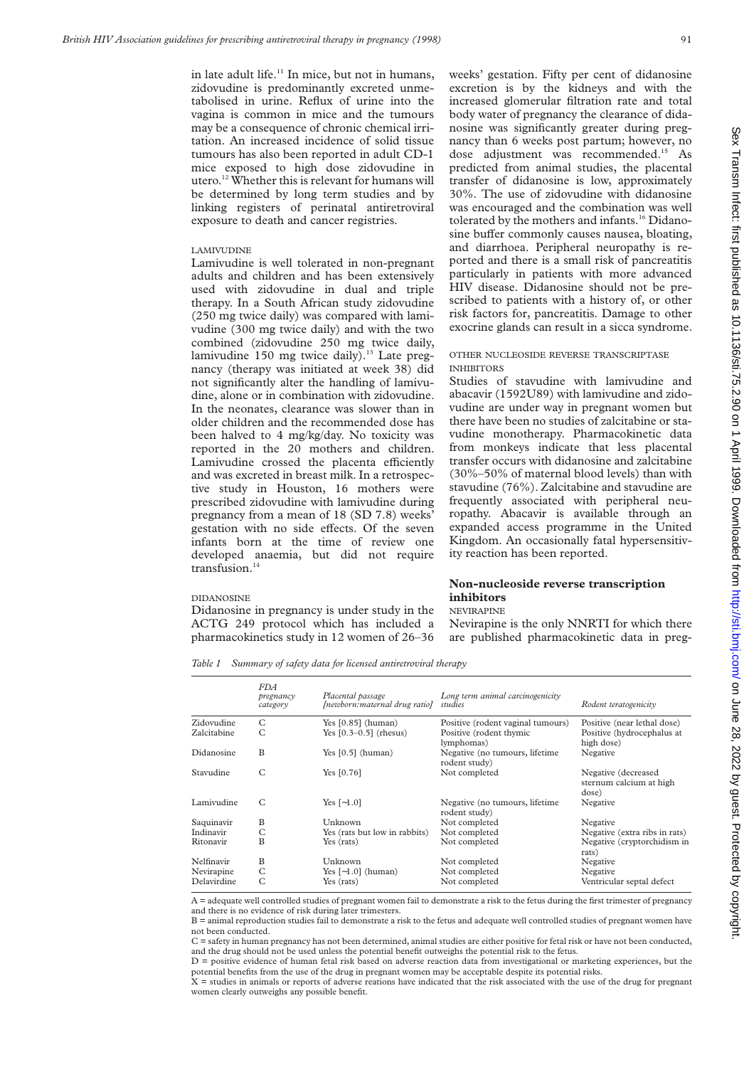in late adult life.[11] In mice, but not in humans, zidovudine is predominantly excreted unmetabolised in urine. Reflux of urine into the vagina is common in mice and the tumours may be a consequence of chronic chemical irritation. An increased incidence of solid tissue tumours has also been reported in adult CD-1 mice exposed to high dose zidovudine in utero.[12] Whether this is relevant for humans will be determined by long term studies and by linking registers of perinatal antiretroviral exposure to death and cancer registries.

#### LAMIVUDINE

Lamivudine is well tolerated in non-pregnant adults and children and has been extensively used with zidovudine in dual and triple therapy. In a South African study zidovudine (250 mg twice daily) was compared with lamivudine (300 mg twice daily) and with the two combined (zidovudine 250 mg twice daily, lamivudine 150 mg twice daily).[13] Late pregnancy (therapy was initiated at week 38) did not significantly alter the handling of lamivudine, alone or in combination with zidovudine. In the neonates, clearance was slower than in older children and the recommended dose has been halved to 4 mg/kg/day. No toxicity was reported in the 20 mothers and children. Lamivudine crossed the placenta efficiently and was excreted in breast milk. In a retrospective study in Houston, 16 mothers were prescribed zidovudine with lamivudine during pregnancy from a mean of 18 (SD 7.8) weeks' gestation with no side effects. Of the seven infants born at the time of review one developed anaemia, but did not require transfusion.[14]

#### DIDANOSINE

Didanosine in pregnancy is under study in the ACTG 249 protocol which has included a pharmacokinetics study in 12 women of 26–36 weeks' gestation. Fifty per cent of didanosine excretion is by the kidneys and with the increased glomerular filtration rate and total body water of pregnancy the clearance of didanosine was significantly greater during pregnancy than 6 weeks post partum; however, no dose adjustment was recommended.[15] As predicted from animal studies, the placental transfer of didanosine is low, approximately 30%. The use of zidovudine with didanosine was encouraged and the combination was well tolerated by the mothers and infants.[16] Didanosine buffer commonly causes nausea, bloating, and diarrhoea. Peripheral neuropathy is reported and there is a small risk of pancreatitis particularly in patients with more advanced HIV disease. Didanosine should not be prescribed to patients with a history of, or other risk factors for, pancreatitis. Damage to other exocrine glands can result in a sicca syndrome.

#### OTHER NUCLEOSIDE REVERSE TRANSCRIPTASE INHIBITORS

Studies of stavudine with lamivudine and abacavir (1592U89) with lamivudine and zidovudine are under way in pregnant women but there have been no studies of zalcitabine or stavudine monotherapy. Pharmacokinetic data from monkeys indicate that less placental transfer occurs with didanosine and zalcitabine (30%–50% of maternal blood levels) than with stavudine (76%). Zalcitabine and stavudine are frequently associated with peripheral neuropathy. Abacavir is available through an expanded access programme in the United Kingdom. An occasionally fatal hypersensitivity reaction has been reported.

### Non-nucleoside reverse transcription inhibitors

#### NEVIRAPINE

Nevirapine is the only NNRTI for which there are published pharmacokinetic data in preg-

*Table 1 Summary of safety data for licensed antiretroviral therapy*

| | FDA pregnancy category | Placental passage [newborn:maternal drug ratio] | Long term animal carcinogenicity studies | Rodent teratogenicity |
|---|---|---|---|---|
| Zidovudine | C | Yes [0.85] (human) | Positive (rodent vaginal tumours) | Positive (near lethal dose) |
| Zalcitabine | C | Yes [0.3–0.5] (rhesus) | Positive (rodent thymic lymphomas) | Positive (hydrocephalus at high dose) |
| Didanosine | B | Yes [0.5] (human) | Negative (no tumours, lifetime rodent study) | Negative |
| Stavudine | C | Yes [0.76] | Not completed | Negative (decreased sternum calcium at high dose) |
| Lamivudine | C | Yes [~1.0] | Negative (no tumours, lifetime rodent study) | Negative |
| Saquinavir | B | Unknown | Not completed | Negative |
| Indinavir | C | Yes (rats but low in rabbits) | Not completed | Negative (extra ribs in rats) |
| Ritonavir | B | Yes (rats) | Not completed | Negative (cryptorchidism in rats) |
| Nelfinavir | B | Unknown | Not completed | Negative |
| Nevirapine | C | Yes [~1.0] (human) | Not completed | Negative |
| Delavirdine | C | Yes (rats) | Not completed | Ventricular septal defect |

A = adequate well controlled studies of pregnant women fail to demonstrate a risk to the fetus during the first trimester of pregnancy and there is no evidence of risk during later trimesters.
B = animal reproduction studies fail to demonstrate a risk to the fetus and adequate well controlled studies of pregnant women have not been conducted.
C = safety in human pregnancy has not been determined, animal studies are either positive for fetal risk or have not been conducted, and the drug should not be used unless the potential benefit outweighs the potential risk to the fetus.
D = positive evidence of human fetal risk based on adverse reaction data from investigational or marketing experiences, but the potential benefits from the use of the drug in pregnant women may be acceptable despite its potential risks.
X = studies in animals or reports of adverse reations have indicated that the risk associated with the use of the drug for pregnant women clearly outweighs any possible benefit.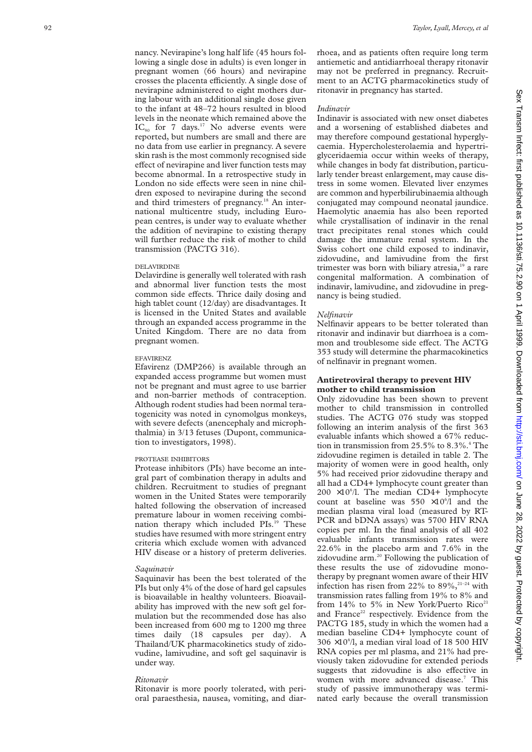nancy. Nevirapine's long half life (45 hours following a single dose in adults) is even longer in pregnant women (66 hours) and nevirapine crosses the placenta efficiently. A single dose of nevirapine administered to eight mothers during labour with an additional single dose given to the infant at 48–72 hours resulted in blood levels in the neonate which remained above the $IC_{90}$ for 7 days.[17] No adverse events were reported, but numbers are small and there are no data from use earlier in pregnancy. A severe skin rash is the most commonly recognised side effect of nevirapine and liver function tests may become abnormal. In a retrospective study in London no side effects were seen in nine children exposed to nevirapine during the second and third trimesters of pregnancy.[18] An international multicentre study, including European centres, is under way to evaluate whether the addition of nevirapine to existing therapy will further reduce the risk of mother to child transmission (PACTG 316).

#### DELAVIRDINE

Delavirdine is generally well tolerated with rash and abnormal liver function tests the most common side effects. Thrice daily dosing and high tablet count (12/day) are disadvantages. It is licensed in the United States and available through an expanded access programme in the United Kingdom. There are no data from pregnant women.

#### EFAVIRENZ

Efavirenz (DMP266) is available through an expanded access programme but women must not be pregnant and must agree to use barrier and non-barrier methods of contraception. Although rodent studies had been normal teratogenicity was noted in cynomolgus monkeys, with severe defects (anencephaly and microphthalmia) in 3/13 fetuses (Dupont, communication to investigators, 1998).

#### PROTEASE INHIBITORS

Protease inhibitors (PIs) have become an integral part of combination therapy in adults and children. Recruitment to studies of pregnant women in the United States were temporarily halted following the observation of increased premature labour in women receiving combination therapy which included PIs.[19] These studies have resumed with more stringent entry criteria which exclude women with advanced HIV disease or a history of preterm deliveries.

*Saquinavir*

Saquinavir has been the best tolerated of the PIs but only 4% of the dose of hard gel capsules is bioavailable in healthy volunteers. Bioavailability has improved with the new soft gel formulation but the recommended dose has also been increased from 600 mg to 1200 mg three times daily (18 capsules per day). A Thailand/UK pharmacokinetics study of zidovudine, lamivudine, and soft gel saquinavir is under way.

*Ritonavir*

Ritonavir is more poorly tolerated, with perioral paraesthesia, nausea, vomiting, and diarrhoea, and as patients often require long term antiemetic and antidiarrhoeal therapy ritonavir may not be preferred in pregnancy. Recruitment to an ACTG pharmacokinetics study of ritonavir in pregnancy has started.

*Indinavir*

Indinavir is associated with new onset diabetes and a worsening of established diabetes and may therefore compound gestational hyperglycaemia. Hypercholesterolaemia and hypertriglyceridaemia occur within weeks of therapy, while changes in body fat distribution, particularly tender breast enlargement, may cause distress in some women. Elevated liver enzymes are common and hyperbilirubinaemia although conjugated may compound neonatal jaundice. Haemolytic anaemia has also been reported while crystallisation of indinavir in the renal tract precipitates renal stones which could damage the immature renal system. In the Swiss cohort one child exposed to indinavir, zidovudine, and lamivudine from the first trimester was born with biliary atresia,[19] a rare congenital malformation. A combination of indinavir, lamivudine, and zidovudine in pregnancy is being studied.

*Nelfinavir*

Nelfinavir appears to be better tolerated than ritonavir and indinavir but diarrhoea is a common and troublesome side effect. The ACTG 353 study will determine the pharmacokinetics of nelfinavir in pregnant women.

## Antiretroviral therapy to prevent HIV mother to child transmission

Only zidovudine has been shown to prevent mother to child transmission in controlled studies. The ACTG 076 study was stopped following an interim analysis of the first 363 evaluable infants which showed a 67% reduction in transmission from 25.5% to 8.3%.[4] The zidovudine regimen is detailed in table 2. The majority of women were in good health, only 5% had received prior zidovudine therapy and all had a CD4+ lymphocyte count greater than $200 \times 10^6$/l. The median CD4+ lymphocyte count at baseline was $550 \times 10^6$/l and the median plasma viral load (measured by RT-PCR and bDNA assays) was 5700 HIV RNA copies per ml. In the final analysis of all 402 evaluable infants transmission rates were 22.6% in the placebo arm and 7.6% in the zidovudine arm.[20] Following the publication of these results the use of zidovudine monotherapy by pregnant women aware of their HIV infection has risen from 22% to 89%,[21–24] with transmission rates falling from 19% to 8% and from 14% to 5% in New York/Puerto Rico[21] and France[22] respectively. Evidence from the PACTG 185, study in which the women had a median baseline CD4+ lymphocyte count of $306 \times 10^6$/l, a median viral load of 18 500 HIV RNA copies per ml plasma, and 21% had previously taken zidovudine for extended periods suggests that zidovudine is also effective in women with more advanced disease.[7] This study of passive immunotherapy was terminated early because the overall transmission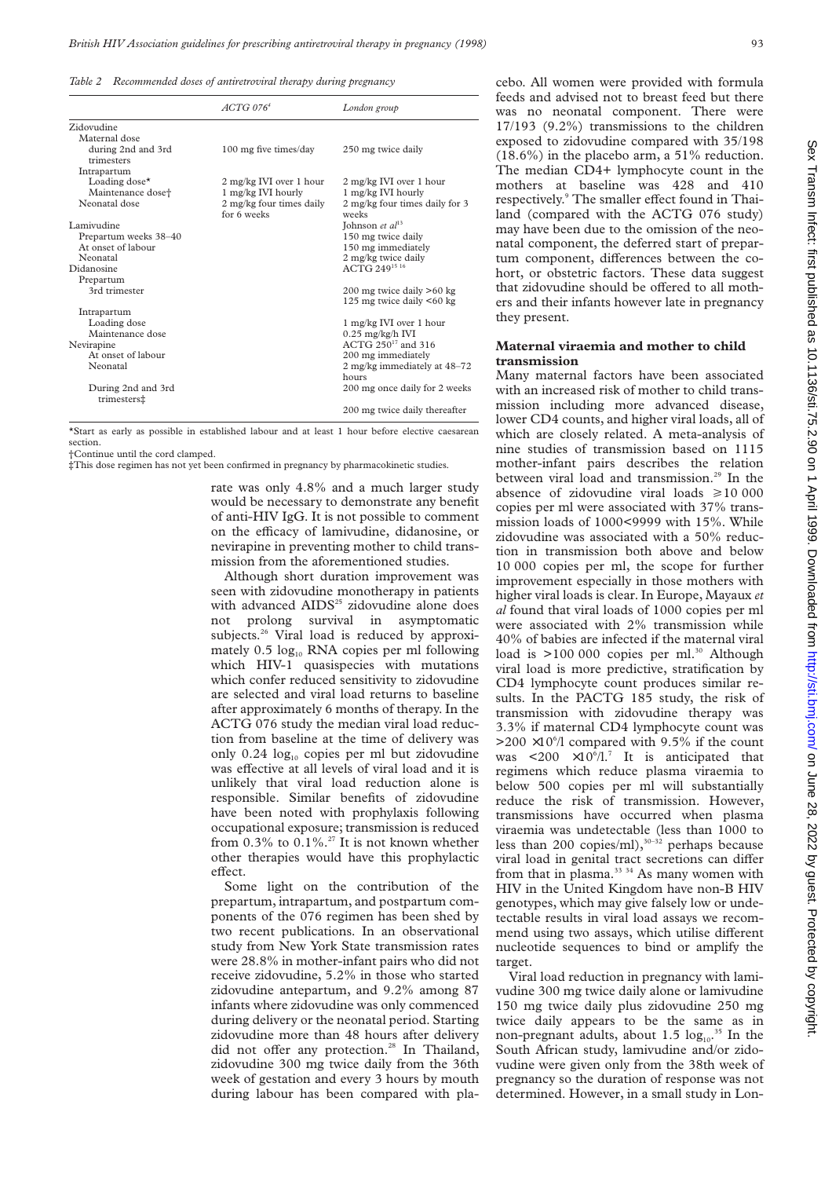*Table 2 Recommended doses of antiretroviral therapy during pregnancy*

| | ACTG 076[4] | London group |
|---|---|---|
| Zidovudine | | |
| Maternal dose | | |
| during 2nd and 3rd trimesters | 100 mg five times/day | 250 mg twice daily |
| Intrapartum | | |
| Loading dose* | 2 mg/kg IVI over 1 hour | 2 mg/kg IVI over 1 hour |
| Maintenance dose† | 1 mg/kg IVI hourly | 1 mg/kg IVI hourly |
| Neonatal dose | 2 mg/kg four times daily for 6 weeks | 2 mg/kg four times daily for 3 weeks |
| Lamivudine | | Johnson *et al*[13] |
| Prepartum weeks 38–40 | | 150 mg twice daily |
| At onset of labour | | 150 mg immediately |
| Neonatal | | 2 mg/kg twice daily |
| Didanosine | | ACTG 249[15 16] |
| Prepartum | | |
| 3rd trimester | | 200 mg twice daily >60 kg |
| | | 125 mg twice daily <60 kg |
| Intrapartum | | |
| Loading dose | | 1 mg/kg IVI over 1 hour |
| Maintenance dose | | 0.25 mg/kg/h IVI |
| Nevirapine | | ACTG 250[17] and 316 |
| At onset of labour | | 200 mg immediately |
| Neonatal | | 2 mg/kg immediately at 48–72 hours |
| During 2nd and 3rd trimesters‡ | | 200 mg once daily for 2 weeks |
| | | 200 mg twice daily thereafter |

*Start as early as possible in established labour and at least 1 hour before elective caesarean section.
†Continue until the cord clamped.
‡This dose regimen has not yet been confirmed in pregnancy by pharmacokinetic studies.

rate was only 4.8% and a much larger study would be necessary to demonstrate any benefit of anti-HIV IgG. It is not possible to comment on the efficacy of lamivudine, didanosine, or nevirapine in preventing mother to child transmission from the aforementioned studies.

Although short duration improvement was seen with zidovudine monotherapy in patients with advanced AIDS[25] zidovudine alone does not prolong survival in asymptomatic subjects.[26] Viral load is reduced by approximately 0.5 $\log_{10}$ RNA copies per ml following which HIV-1 quasispecies with mutations which confer reduced sensitivity to zidovudine are selected and viral load returns to baseline after approximately 6 months of therapy. In the ACTG 076 study the median viral load reduction from baseline at the time of delivery was only 0.24 $\log_{10}$ copies per ml but zidovudine was effective at all levels of viral load and it is unlikely that viral load reduction alone is responsible. Similar benefits of zidovudine have been noted with prophylaxis following occupational exposure; transmission is reduced from 0.3% to 0.1%.[27] It is not known whether other therapies would have this prophylactic effect.

Some light on the contribution of the prepartum, intrapartum, and postpartum components of the 076 regimen has been shed by two recent publications. In an observational study from New York State transmission rates were 28.8% in mother-infant pairs who did not receive zidovudine, 5.2% in those who started zidovudine antepartum, and 9.2% among 87 infants where zidovudine was only commenced during delivery or the neonatal period. Starting zidovudine more than 48 hours after delivery did not offer any protection.[28] In Thailand, zidovudine 300 mg twice daily from the 36th week of gestation and every 3 hours by mouth during labour has been compared with placebo. All women were provided with formula feeds and advised not to breast feed but there was no neonatal component. There were 17/193 (9.2%) transmissions to the children exposed to zidovudine compared with 35/198 (18.6%) in the placebo arm, a 51% reduction. The median CD4+ lymphocyte count in the mothers at baseline was 428 and 410 respectively.[9] The smaller effect found in Thailand (compared with the ACTG 076 study) may have been due to the omission of the neonatal component, the deferred start of prepartum component, differences between the cohort, or obstetric factors. These data suggest that zidovudine should be offered to all mothers and their infants however late in pregnancy they present.

## Maternal viraemia and mother to child transmission

Many maternal factors have been associated with an increased risk of mother to child transmission including more advanced disease, lower CD4 counts, and higher viral loads, all of which are closely related. A meta-analysis of nine studies of transmission based on 1115 mother-infant pairs describes the relation between viral load and transmission.[29] In the absence of zidovudine viral loads $\geq$10 000 copies per ml were associated with 37% transmission loads of 1000<9999 with 15%. While zidovudine was associated with a 50% reduction in transmission both above and below 10 000 copies per ml, the scope for further improvement especially in those mothers with higher viral loads is clear. In Europe, Mayaux *et al* found that viral loads of 1000 copies per ml were associated with 2% transmission while 40% of babies are infected if the maternal viral load is >100 000 copies per ml.[30] Although viral load is more predictive, stratification by CD4 lymphocyte count produces similar results. In the PACTG 185 study, the risk of transmission with zidovudine therapy was 3.3% if maternal CD4 lymphocyte count was $>200 \times 10^6$/l compared with 9.5% if the count was $<200 \times 10^6$/l.[7] It is anticipated that regimens which reduce plasma viraemia to below 500 copies per ml will substantially reduce the risk of transmission. However, transmissions have occurred when plasma viraemia was undetectable (less than 1000 to less than 200 copies/ml),[30–32] perhaps because viral load in genital tract secretions can differ from that in plasma.[33 34] As many women with HIV in the United Kingdom have non-B HIV genotypes, which may give falsely low or undetectable results in viral load assays we recommend using two assays, which utilise different nucleotide sequences to bind or amplify the target.

Viral load reduction in pregnancy with lamivudine 300 mg twice daily alone or lamivudine 150 mg twice daily plus zidovudine 250 mg twice daily appears to be the same as in non-pregnant adults, about 1.5 $\log_{10}$.[35] In the South African study, lamivudine and/or zidovudine were given only from the 38th week of pregnancy so the duration of response was not determined. However, in a small study in Lon-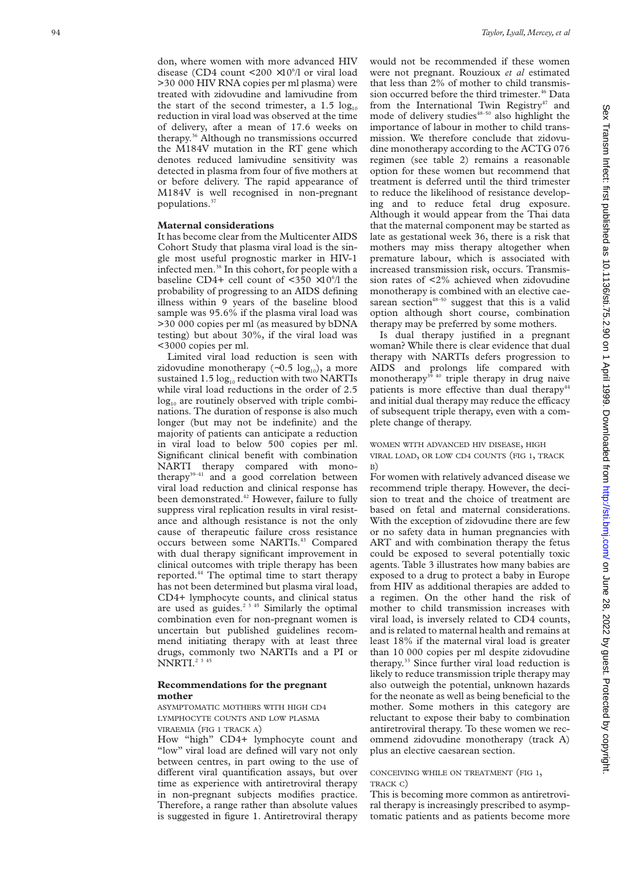don, where women with more advanced HIV disease (CD4 count $<200 \times 10^6$/l or viral load >30 000 HIV RNA copies per ml plasma) were treated with zidovudine and lamivudine from the start of the second trimester, a 1.5 $\log_{10}$ reduction in viral load was observed at the time of delivery, after a mean of 17.6 weeks on therapy.[36] Although no transmissions occurred the M184V mutation in the RT gene which denotes reduced lamivudine sensitivity was detected in plasma from four of five mothers at or before delivery. The rapid appearance of M184V is well recognised in non-pregnant populations.[37]

### Maternal considerations

It has become clear from the Multicenter AIDS Cohort Study that plasma viral load is the single most useful prognostic marker in HIV-1 infected men.[38] In this cohort, for people with a baseline CD4+ cell count of $<350 \times 10^6$/l the probability of progressing to an AIDS defining illness within 9 years of the baseline blood sample was 95.6% if the plasma viral load was >30 000 copies per ml (as measured by bDNA testing) but about 30%, if the viral load was <3000 copies per ml.

Limited viral load reduction is seen with zidovudine monotherapy (~0.5 $\log_{10}$), a more sustained 1.5 $\log_{10}$ reduction with two NARTIs while viral load reductions in the order of 2.5 $\log_{10}$ are routinely observed with triple combinations. The duration of response is also much longer (but may not be indefinite) and the majority of patients can anticipate a reduction in viral load to below 500 copies per ml. Significant clinical benefit with combination NARTI therapy compared with monotherapy[39–41] and a good correlation between viral load reduction and clinical response has been demonstrated.[42] However, failure to fully suppress viral replication results in viral resistance and although resistance is not the only cause of therapeutic failure cross resistance occurs between some NARTIs.[43] Compared with dual therapy significant improvement in clinical outcomes with triple therapy has been reported.[44] The optimal time to start therapy has not been determined but plasma viral load, CD4+ lymphocyte counts, and clinical status are used as guides.[2 3 45] Similarly the optimal combination even for non-pregnant women is uncertain but published guidelines recommend initiating therapy with at least three drugs, commonly two NARTIs and a PI or NNRTI.[2 3 45]

### Recommendations for the pregnant mother

#### Asymptomatic mothers with high CD4 lymphocyte counts and low plasma viraemia (fig 1 track A)

How "high" CD4+ lymphocyte count and "low" viral load are defined will vary not only between centres, in part owing to the use of different viral quantification assays, but over time as experience with antiretroviral therapy in non-pregnant subjects modifies practice. Therefore, a range rather than absolute values is suggested in figure 1. Antiretroviral therapy would not be recommended if these women were not pregnant. Rouzioux *et al* estimated that less than 2% of mother to child transmission occurred before the third trimester.[46] Data from the International Twin Registry[47] and mode of delivery studies[48–50] also highlight the importance of labour in mother to child transmission. We therefore conclude that zidovudine monotherapy according to the ACTG 076 regimen (see table 2) remains a reasonable option for these women but recommend that treatment is deferred until the third trimester to reduce the likelihood of resistance developing and to reduce fetal drug exposure. Although it would appear from the Thai data that the maternal component may be started as late as gestational week 36, there is a risk that mothers may miss therapy altogether when premature labour, which is associated with increased transmission risk, occurs. Transmission rates of <2% achieved when zidovudine monotherapy is combined with an elective caesarean section[48–50] suggest that this is a valid option although short course, combination therapy may be preferred by some mothers.

Is dual therapy justified in a pregnant woman? While there is clear evidence that dual therapy with NARTIs defers progression to AIDS and prolongs life compared with monotherapy[39 40] triple therapy in drug naive patients is more effective than dual therapy[44] and initial dual therapy may reduce the efficacy of subsequent triple therapy, even with a complete change of therapy.

#### Women with advanced HIV disease, high viral load, or low CD4 counts (fig 1, track B)

For women with relatively advanced disease we recommend triple therapy. However, the decision to treat and the choice of treatment are based on fetal and maternal considerations. With the exception of zidovudine there are few or no safety data in human pregnancies with ART and with combination therapy the fetus could be exposed to several potentially toxic agents. Table 3 illustrates how many babies are exposed to a drug to protect a baby in Europe from HIV as additional therapies are added to a regimen. On the other hand the risk of mother to child transmission increases with viral load, is inversely related to CD4 counts, and is related to maternal health and remains at least 18% if the maternal viral load is greater than 10 000 copies per ml despite zidovudine therapy.[33] Since further viral load reduction is likely to reduce transmission triple therapy may also outweigh the potential, unknown hazards for the neonate as well as being beneficial to the mother. Some mothers in this category are reluctant to expose their baby to combination antiretroviral therapy. To these women we recommend zidovudine monotherapy (track A) plus an elective caesarean section.

#### Conceiving while on treatment (fig 1, track C)

This is becoming more common as antiretroviral therapy is increasingly prescribed to asymptomatic patients and as patients become more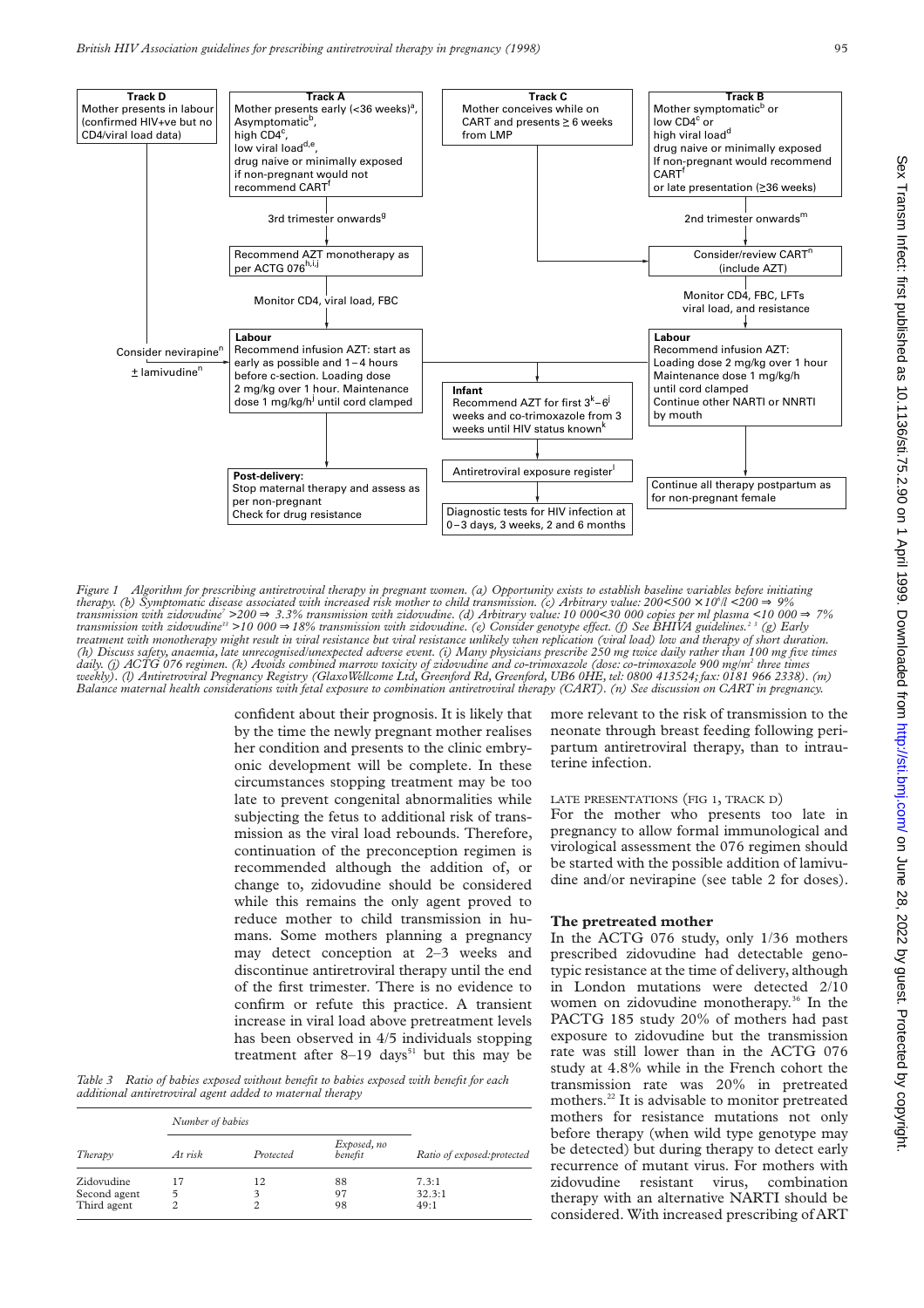Track D
Mother presents in labour (confirmed HIV+ve but no CD4/viral load data)

Track A
Mother presents early (<36 weeks)[a], Asymptomatic[b], high CD4[c], low viral load[d,e], drug naive or minimally exposed if non-pregnant would not recommend CART[f]

Track C
Mother conceives while on CART and presents ≥ 6 weeks from LMP

Track B
Mother symptomatic[b] or low CD4[c] or high viral load[d] drug naive or minimally exposed If non-pregnant would recommend CART[f] or late presentation (≥36 weeks)

3rd trimester onwards[g]

2nd trimester onwards[m]

Recommend AZT monotherapy as per ACTG 076[h,i,j]

Consider/review CART[n] (include AZT)

Monitor CD4, viral load, FBC

Monitor CD4, FBC, LFTs viral load, and resistance

Consider nevirapine[n] ± lamivudine[n]

**Labour**
Recommend infusion AZT: start as early as possible and 1–4 hours before c-section. Loading dose 2 mg/kg over 1 hour. Maintenance dose 1 mg/kg/h[j] until cord clamped

**Infant**
Recommend AZT for first 3[k]–6[j] weeks and co-trimoxazole from 3 weeks until HIV status known[k]

**Labour**
Recommend infusion AZT: Loading dose 2 mg/kg over 1 hour Maintenance dose 1 mg/kg/h until cord clamped Continue other NARTI or NNRTI by mouth

Antiretroviral exposure register[l]

**Post-delivery:**
Stop maternal therapy and assess as per non-pregnant
Check for drug resistance

Diagnostic tests for HIV infection at 0–3 days, 3 weeks, 2 and 6 months

Continue all therapy postpartum as for non-pregnant female

*Figure 1 Algorithm for prescribing antiretroviral therapy in pregnant women. (a) Opportunity exists to establish baseline variables before initiating therapy. (b) Symptomatic disease associated with increased risk mother to child transmission. (c) Arbitrary value: 200<500 × 10⁶/l <200 ⇒ 9% transmission with zidovudine[7] >200 ⇒ 3.3% transmission with zidovudine. (d) Arbitrary value: 10 000<30 000 copies per ml plasma <10 000 ⇒ 7% transmission with zidovudine[33] >10 000 ⇒ 18% transmission with zidovudine. (e) Consider genotype effect. (f) See BHIVA guidelines.[2,3] (g) Early treatment with monotherapy might result in viral resistance but viral resistance unlikely when replication (viral load) low and therapy of short duration. (h) Discuss safety, anaemia, late unrecognised/unexpected adverse event. (i) Many physicians prescribe 250 mg twice daily rather than 100 mg five times daily. (j) ACTG 076 regimen. (k) Avoids combined marrow toxicity of zidovudine and co-trimoxazole (dose: co-trimoxazole 900 mg/m² three times weekly). (l) Antiretroviral Pregnancy Registry (GlaxoWellcome Ltd, Greenford Rd, Greenford, UB6 0HE, tel: 0800 413524; fax: 0181 966 2338). (m) Balance maternal health considerations with fetal exposure to combination antiretroviral therapy (CART). (n) See discussion on CART in pregnancy.*

confident about their prognosis. It is likely that by the time the newly pregnant mother realises her condition and presents to the clinic embryonic development will be complete. In these circumstances stopping treatment may be too late to prevent congenital abnormalities while subjecting the fetus to additional risk of transmission as the viral load rebounds. Therefore, continuation of the preconception regimen is recommended although the addition of, or change to, zidovudine should be considered while this remains the only agent proved to reduce mother to child transmission in humans. Some mothers planning a pregnancy may detect conception at 2–3 weeks and discontinue antiretroviral therapy until the end of the first trimester. There is no evidence to confirm or refute this practice. A transient increase in viral load above pretreatment levels has been observed in 4/5 individuals stopping treatment after 8–19 days[51] but this may be more relevant to the risk of transmission to the neonate through breast feeding following peripartum antiretroviral therapy, than to intrauterine infection.

*Table 3 Ratio of babies exposed without benefit to babies exposed with benefit for each additional antiretroviral agent added to maternal therapy*

| Therapy | Number of babies | | | Ratio of exposed:protected |
|---|---|---|---|---|
| | At risk | Protected | Exposed, no benefit | |
| Zidovudine | 17 | 12 | 88 | 7.3:1 |
| Second agent | 5 | 3 | 97 | 32.3:1 |
| Third agent | 2 | 2 | 98 | 49:1 |

LATE PRESENTATIONS (FIG 1, TRACK D)

For the mother who presents too late in pregnancy to allow formal immunological and virological assessment the 076 regimen should be started with the possible addition of lamivudine and/or nevirapine (see table 2 for doses).

## The pretreated mother

In the ACTG 076 study, only 1/36 mothers prescribed zidovudine had detectable genotypic resistance at the time of delivery, although in London mutations were detected 2/10 women on zidovudine monotherapy.[36] In the PACTG 185 study 20% of mothers had past exposure to zidovudine but the transmission rate was still lower than in the ACTG 076 study at 4.8% while in the French cohort the transmission rate was 20% in pretreated mothers.[22] It is advisable to monitor pretreated mothers for resistance mutations not only before therapy (when wild type genotype may be detected) but during therapy to detect early recurrence of mutant virus. For mothers with zidovudine resistant virus, combination therapy with an alternative NARTI should be considered. With increased prescribing of ART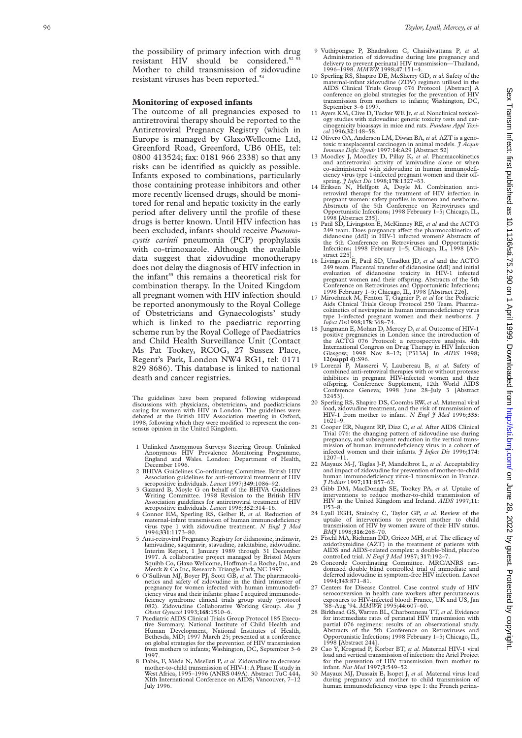the possibility of primary infection with drug resistant HIV should be considered.[52 53] Mother to child transmission of zidovudine resistant viruses has been reported.[54]

## Monitoring of exposed infants

The outcome of all pregnancies exposed to antiretroviral therapy should be reported to the Antiretroviral Pregnancy Registry (which in Europe is managed by GlaxoWellcome Ltd, Greenford Road, Greenford, UB6 0HE, tel: 0800 413524; fax: 0181 966 2338) so that any risks can be identified as quickly as possible. Infants exposed to combinations, particularly those containing protease inhibitors and other more recently licensed drugs, should be monitored for renal and hepatic toxicity in the early period after delivery until the profile of these drugs is better known. Until HIV infection has been excluded, infants should receive *Pneumocystis carinii* pneumonia (PCP) prophylaxis with co-trimoxazole. Although the available data suggest that zidovudine monotherapy does not delay the diagnosis of HIV infection in the infant[55] this remains a theoretical risk for combination therapy. In the United Kingdom all pregnant women with HIV infection should be reported anonymously to the Royal College of Obstetricians and Gynaecologists' study which is linked to the paediatric reporting scheme run by the Royal College of Paediatrics and Child Health Surveillance Unit (Contact Ms Pat Tookey, RCOG, 27 Sussex Place, Regent's Park, London NW4 RG1, tel: 0171 829 8686). This database is linked to national death and cancer registries.

The guidelines have been prepared following widespread discussions with physicians, obstetricians, and paediatricians caring for women with HIV in London. The guidelines were debated at the British HIV Association meeting in Oxford, 1998, following which they were modified to represent the consensus opinion in the United Kingdom.

1. Unlinked Anonymous Surveys Steering Group. Unlinked Anonymous HIV Prevalence Monitoring Programme, England and Wales. London: Department of Health, December 1996.
2. BHIVA Guidelines Co-ordinating Committee. British HIV Association guidelines for anti-retroviral treatment of HIV seropositive individuals. *Lancet* 1997;**349**:1086–92.
3. Gazzard B, Moyle G on behalf of the BHIVA Guidelines Writing Committee. 1998 Revision to the British HIV Association guidelines for antiretroviral treatment of HIV seropositive individuals. *Lancet* 1998;**352**:314–16.
4. Connor EM, Sperling RS, Gelber R, *et al.* Reduction of maternal-infant transmission of human immunodeficiency virus type 1 with zidovudine treatment. *N Engl J Med* 1994;**331**:1173–80.
5. Anti-retroviral Pregnancy Registry for didanosine, indinavir, lamivudine, saquinavir, stavudine, zalcitabine, zidovudine. Interim Report, 1 January 1989 through 31 December 1997. A collaborative project managed by Bristol Myers Squibb Co, Glaxo Wellcome, Hoffman-La Roche, Inc, and Merck & Co Inc, Research Triangle Park, NC 1997.
6. O'Sullivan MJ, Boyer PJ, Scott GB, *et al.* The pharmacokinetics and safety of zidovudine in the third trimester of pregnancy for women infected with human immunodeficiency virus and their infants: phase I acquired immunodeficiency syndrome clinical trials group study (protocol 082). Zidovudine Collaborative Working Group. *Am J Obstet Gynecol* 1993;**168**:1510–6.
7. Paediatric AIDS Clinical Trials Group Protocol 185 Executive Summary. National Institute of Child Health and Human Development, National Institutes of Health, Bethesda, MD; 1997 March 25; presented at a conference on global strategies for the prevention of HIV transmission from mothers to infants; Washington, DC, September 3–6 1997.
8. Dabis, F, Méda N, Msellati P, *et al.* Zidovudine to decrease mother-to-child transmission of HIV-1: A Phase II study in West Africa, 1995–1996 (ANRS 049A). Abstract TuC 444, XIth International Conference on AIDS; Vancouver, 7–12 July 1996.
9. Vuthipongse P, Bhadrakom C, Chaisilwattana P, *et al.* Administration of zidovudine during late pregnancy and delivery to prevent perinatal HIV transmission—Thailand, 1996–1998. *MMWR* 1998;**47**:151–4.
10. Sperling RS, Shapiro DE, McSherry GD, *et al.* Safety of the maternal-infant zidovudine (ZDV) regimen utilised in the AIDS Clinical Trials Group 076 Protocol. [Abstract] A conference on global strategies for the prevention of HIV transmission from mothers to infants; Washington, DC, September 3–6 1997.
11. Ayers KM, Clive D, Tucker WE Jr, *et al.* Nonclinical toxicology studies with zidovudine: genetic toxicity tests and carcinogenicity bioassays in mice and rats. *Fundam Appl Toxicol* 1996;**32**:148–58.
12. Olivero OA, Anderson LM, Diwan BA, *et al.* AZT is a genotoxic transplacental carcinogen in animal models. *J Acquir Immune Defic Syndr* 1997:**14**:A29 [Abstract 52]
13. Moodley J, Moodley D, Pillay K, *et al.* Pharmacokinetics and antiretroviral activity of lamivudine alone or when co-administered with zidovudine in human immunodeficiency virus type 1-infected pregnant women and their offspring. *J Infect Dis* 1998;**178**:1327–33.
14. Eriksen N, Helfgott A, Doyle M. Combination antiretroviral therapy for the treatment of HIV infection in pregnant women: safety profiles in women and newborns. Abstracts of the 5th Conference on Retroviruses and Opportunistic Infections; 1998 February 1–5; Chicago, IL, 1998 [Abstract 235].
15. Patil SD, Livingston E, McKinney RE, *et al* and the ACTG 249 team. Does pregnancy affect the pharmacokinetics of didanosine (ddI) in HIV-1 infected women? Abstracts of the 5th Conference on Retroviruses and Opportunistic Infections; 1998 February 1–5; Chicago, IL, 1998 [Abstract 225].
16. Livingston E, Patil SD, Unadkat JD, *et al* and the ACTG 249 team. Placental transfer of didanosine (ddI) and initial evaluation of didanosine toxicity in HIV-1 infected pregnant women and their offspring. Abstracts of the 5th Conference on Retroviruses and Opportunistic Infections; 1998 February 1–5; Chicago, IL, 1998 [Abstract 226].
17. Mirochnick M, Fenton T, Gagnier P, *et al* for the Pediatric Aids Clinical Trials Group Protocol 250 Team. Pharmacokinetics of nevirapine in human immunodeficiency virus type 1-infected pregnant women and their newborns. *J Infect Dis*1998;**178**:368–74.
18. Jungmann E, Mohan D, Mercey D, *et al.* Outcome of HIV-1 positive pregnancies in London since the introduction of the ACTG 076 Protocol: a retrospective analysis. 4th International Congress on Drug Therapy in HIV Infection Glasgow; 1998 Nov 8–12; [P313A] In *AIDS* 1998; **12(suppl 4)**:S96.
19. Lorenzi P, Masserei V, Laubereau B, *et al.* Safety of combined anti-retroviral therapies with or without protease inhibitors in pregnant HIV-infected women and their offspring. Conference Supplement, 12th World AIDS Conference Geneva; 1998 June 28–July 3 [Abstract 32453].
20. Sperling RS, Shapiro DS, Coombs RW, *et al.* Maternal viral load, zidovudine treatment, and the risk of transmission of HIV-1 from mother to infant. *N Engl J Med* 1996;**335**: 1621–9.
21. Cooper ER, Nugent RP, Diaz C, *et al.* After AIDS Clinical Trial 076: the changing pattern of zidovudine use during pregnancy, and subsequent reduction in the vertical transmission of human immunodeficiency virus in a cohort of infected women and their infants. *J Infect Dis* 1996;**174**: 1207–11.
22. Mayaux M-J, Teglas J-P, Mandelbrot L, *et al.* Acceptability and impact of zidovudine for prevention of mother-to-child human immunodeficiency virus-1 transmission in France. *J Pediatr* 1997;**131**:857–62.
23. Gibb DM, MacDonagh SE, Tookey PA, *et al.* Uptake of interventions to reduce mother-to-child transmission of HIV in the United Kingdom and Ireland. *AIDS* 1997;**11**: F53–8.
24. Lyall EGH, Stainsby C, Taylor GP, *et al.* Review of the uptake of interventions to prevent mother to child transmission of HIV by women aware of their HIV status. *BMJ* 1998;**316**:268–70.
25. Fischl MA, Richman DD, Grieco MH, *et al.* The efficacy of azidothymidine (AZT) in the treatment of patients with AIDS and AIDS-related complex: a double-blind, placebo controlled trial. *N Engl J Med* 1987; **317**:192–7.
26. Concorde Coordinating Committee. MRC/ANRS randomised double blind controlled trial of immediate and deferred zidovudine in symptom-free HIV infection. *Lancet* 1994;**343**:871–81.
27. Centers for Disease Control. Case control study of HIV seroconversion in health care workers after percutaneous exposures to HIV-infected blood: France, UK and US, Jan '88–Aug '94. *MMWR* 1995;**44**:607–60.
28. Birkhead GS, Warren BL, Charbonneau TT, *et al.* Evidence for intermediate rates of perinatal HIV transmission with partial 076 regimens: results of an observational study. Abstracts of the 5th Conference on Retroviruses and Opportunistic Infections; 1998 February 1–5; Chicago, IL, 1998 [Abstract 244].
29. Cao Y, Krogstad P, Korber BT, *et al.* Maternal HIV-1 viral load and vertical transmission of infection: the Ariel Project for the prevention of HIV transmission from mother to infant. *Nat Med* 1997;**3**:549–52.
30. Mayaux MJ, Dussaix E, Isopet J, *et al.* Maternal virus load during pregnancy and mother to child transmission of human immunodeficiency virus type 1: the French perina-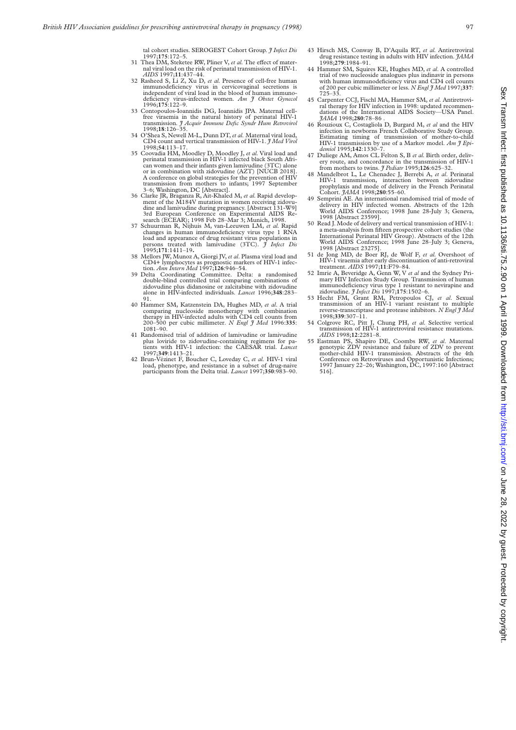tal cohort studies. SEROGEST Cohort Group. *J Infect Dis* 1997;**175**:172–5.

31 Thea DM, Steketee RW, Pliner V, *et al.* The effect of maternal viral load on the risk of perinatal transmission of HIV-1. *AIDS* 1997;**11**:437–44.

32 Rasheed S, Li Z, Xu D, *et al.* Presence of cell-free human immunodeficiency virus in cervicovaginal secretions is independent of viral load in the blood of human immunodeficiency virus-infected women. *Am J Obstet Gynecol* 1996;**175**:122–9.

33 Contopoulos-Ioannidis DG, Ioannidis JPA. Maternal cell-free viraemia in the natural history of perinatal HIV-1 transmission. *J Acquir Immune Defic Syndr Hum Retrovirol* 1998;**18**:126–35.

34 O'Shea S, Newell M-L, Dunn DT, *et al.* Maternal viral load, CD4 count and vertical transmission of HIV-1. *J Med Virol* 1998;**54**:113–17.

35 Coovadia HM, Moodley D, Moodley J, *et al.* Viral load and perinatal transmission in HIV-1 infected black South African women and their infants given lamivudine (3TC) alone or in combination with zidovudine (AZT) [NUCB 2018]. A conference on global strategies for the prevention of HIV transmission from mothers to infants; 1997 September 3–6; Washington, DC [Abstract].

36 Clarke JR, Braganza R, Ait-Khaled M, *et al.* Rapid development of the M184V mutation in women receiving zidovudine and lamivudine during pregnancy. [Abstract 131-W9] 3rd European Conference on Experimental AIDS Research (ECEAR); 1998 Feb 28–Mar 3; Munich, 1998.

37 Schuurman R, Nijhuis M, van-Leeuwen LM, *et al.* Rapid changes in human immunodeficiency virus type 1 RNA load and appearance of drug resistant virus populations in persons treated with lamivudine (3TC). *J Infect Dis* 1995;**171**:1411–19.

38 Mellors JW, Munoz A, Giorgi JV, *et al.* Plasma viral load and CD4+ lymphocytes as prognostic markers of HIV-1 infection. *Ann Intern Med* 1997;**126**:946–54.

39 Delta Coordinating Committee. Delta: a randomised double-blind controlled trial comparing combinations of zidovudine plus didanosine or zalcitabine with zidovudine alone in HIV-infected individuals. *Lancet* 1996;**348**:283–91.

40 Hammer SM, Katzenstein DA, Hughes MD, *et al.* A trial comparing nucleoside monotherapy with combination therapy in HIV-infected adults with CD4 cell counts from 200–500 per cubic millimeter. *N Engl J Med* 1996:**335**:1081–90.

41 Randomised trial of addition of lamivudine or lamivudine plus loviride to zidovudine-containing regimens for patients with HIV-1 infection: the CAESAR trial. *Lancet* 1997;**349**:1413–21.

42 Brun-Vézinet F, Boucher C, Loveday C, *et al.* HIV-1 viral load, phenotype, and resistance in a subset of drug-naive participants from the Delta trial. *Lancet* 1997;**350**:983–90.

43 Hirsch MS, Conway B, D'Aquila RT, *et al.* Antiretroviral drug resistance testing in adults with HIV infection. *JAMA* 1998;**279**:1984–91.

44 Hammer SM, Squires KE, Hughes MD, *et al.* A controlled trial of two nucleoside analogues plus indinavir in persons with human immunodeficiency virus and CD4 cell counts of 200 per cubic millimeter or less. *N Engl J Med* 1997;**337**:725–33.

45 Carpenter CCJ, Fischl MA, Hammer SM, *et al.* Antiretroviral therapy for HIV infection in 1998: updated recommendations of the International AIDS Society—USA Panel. *JAMA* 1998;**280**:78–86 .

46 Rouzioux C, Costagliola D, Burgard M, *et al* and the HIV infection in newborns French Collaborative Study Group. Estimating timing of transmission of mother-to-child HIV-1 transmission by use of a Markov model. *Am J Epidemiol* 1995;**142**:1330–7.

47 Duliege AM, Amos CL Felton S, B *et al.* Birth order, delivery route, and concordance in the transmission of HIV-1 from mothers to twins. *J Pediatr* 1995;**126**:625–32.

48 Mandelbrot L, Le Chenadec J, Berrebi A, *et al.* Perinatal HIV-1 transmission, interaction between zidovudine prophylaxis and mode of delivery in the French Perinatal Cohort. *JAMA* 1998;**280**:55–60.

49 Semprini AE. An international randomised trial of mode of delivery in HIV infected women. Abstracts of the 12th World AIDS Conference; 1998 June 28-July 3; Geneva, 1998 [Abstract 23599].

50 Read J. Mode of delivery and vertical transmission of HIV-1: a meta-analysis from fifteen prospective cohort studies (the International Perinatal HIV Group). Abstracts of the 12th World AIDS Conference; 1998 June 28–July 3; Geneva, 1998 [Abstract 23275].

51 de Jong MD, de Boer RJ, de Wolf F, *et al.* Overshoot of HIV-1 viraemia after early discontinuation of anti-retroviral treatment. *AIDS* 1997;**11**:F79–84.

52 Imrie A, Beveridge A, Genn W, V *et al* and the Sydney Primary HIV Infection Study Group. Transmission of human immunodeficiency virus type 1 resistant to nevirapine and zidovudine. *J Infect Dis* 1997;**175**:1502–6.

53 Hecht FM, Grant RM, Petropoulos CJ, *et al.* Sexual transmission of an HIV-1 variant resistant to multiple reverse-transcriptase and protease inhibitors. *N Engl J Med* 1998;**339**:307–11.

54 Colgrove RC, Pitt J, Chung PH, *et al.* Selective vertical transmission of HIV-1 antiretroviral resistance mutations. *AIDS* 1998;**12**:2281–8.

55 Eastman PS, Shapiro DE, Coombs RW, *et al.* Maternal genotypic ZDV resistance and failure of ZDV to prevent mother-child HIV-1 transmission. Abstracts of the 4th Conference on Retroviruses and Opportunistic Infections; 1997 January 22–26; Washington, DC, 1997:160 [Abstract 516].